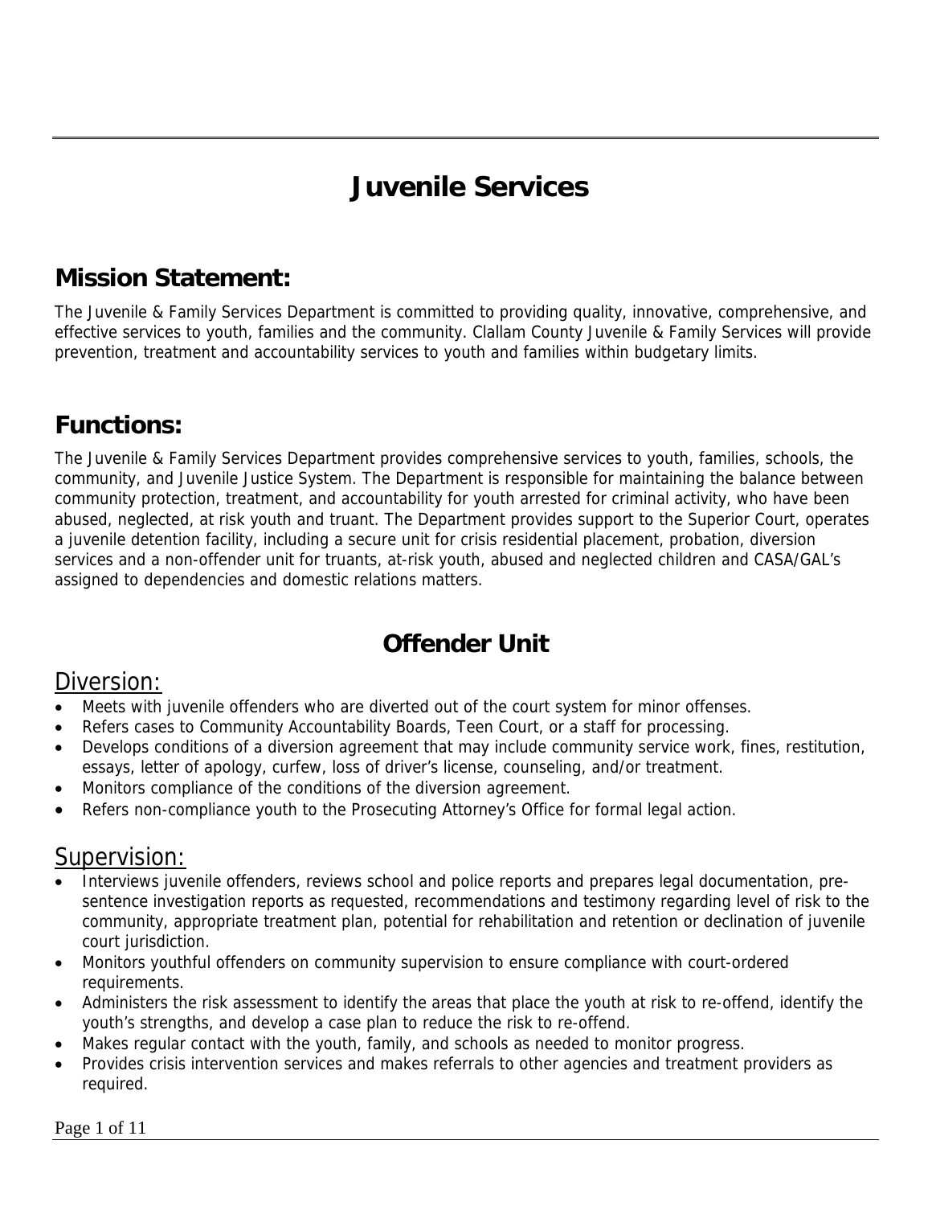# Juvenile Services

## Mission Statement:

The Juvenile & Family Services Department is committed to providing quality, innovative, comprehensive, and effective services to youth, families and the community. Clallam County Juvenile & Family Services will provide prevention, treatment and accountability services to youth and families within budgetary limits.

## Functions:

The Juvenile & Family Services Department provides comprehensive services to youth, families, schools, the community, and Juvenile Justice System. The Department is responsible for maintaining the balance between community protection, treatment, and accountability for youth arrested for criminal activity, who have been abused, neglected, at risk youth and truant. The Department provides support to the Superior Court, operates a juvenile detention facility, including a secure unit for crisis residential placement, probation, diversion services and a non-offender unit for truants, at-risk youth, abused and neglected children and CASA/GAL's assigned to dependencies and domestic relations matters.

## Offender Unit

### Diversion:

- Meets with juvenile offenders who are diverted out of the court system for minor offenses.
- Refers cases to Community Accountability Boards, Teen Court, or a staff for processing.
- Develops conditions of a diversion agreement that may include community service work, fines, restitution, essays, letter of apology, curfew, loss of driver's license, counseling, and/or treatment.
- Monitors compliance of the conditions of the diversion agreement.
- Refers non-compliance youth to the Prosecuting Attorney's Office for formal legal action.

### Supervision:

- Interviews juvenile offenders, reviews school and police reports and prepares legal documentation, pre-sentence investigation reports as requested, recommendations and testimony regarding level of risk to the community, appropriate treatment plan, potential for rehabilitation and retention or declination of juvenile court jurisdiction.
- Monitors youthful offenders on community supervision to ensure compliance with court-ordered requirements.
- Administers the risk assessment to identify the areas that place the youth at risk to re-offend, identify the youth's strengths, and develop a case plan to reduce the risk to re-offend.
- Makes regular contact with the youth, family, and schools as needed to monitor progress.
- Provides crisis intervention services and makes referrals to other agencies and treatment providers as required.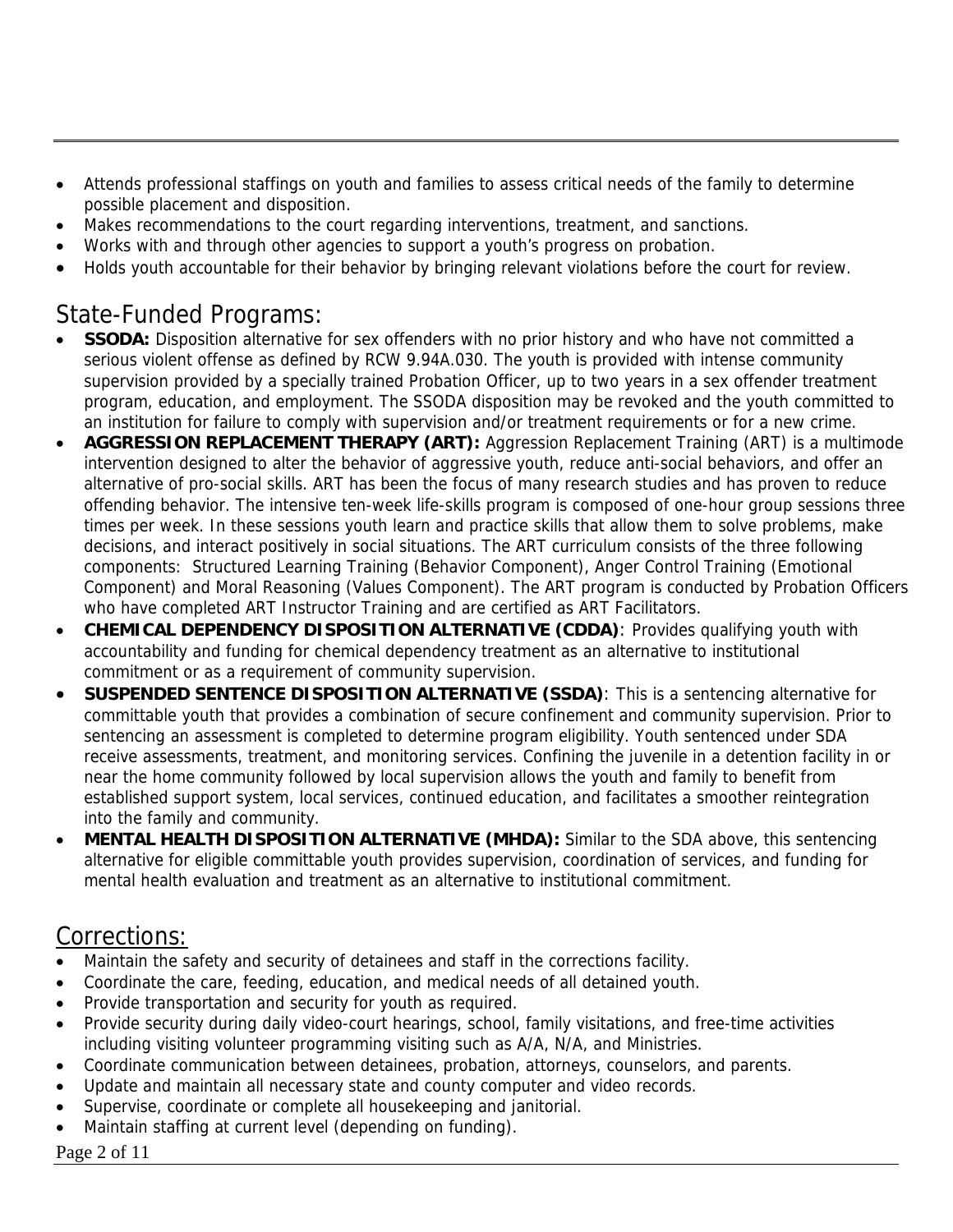- Attends professional staffings on youth and families to assess critical needs of the family to determine possible placement and disposition.
- Makes recommendations to the court regarding interventions, treatment, and sanctions.
- Works with and through other agencies to support a youth's progress on probation.
- Holds youth accountable for their behavior by bringing relevant violations before the court for review.

## State-Funded Programs:

- **SSODA:** Disposition alternative for sex offenders with no prior history and who have not committed a serious violent offense as defined by RCW 9.94A.030. The youth is provided with intense community supervision provided by a specially trained Probation Officer, up to two years in a sex offender treatment program, education, and employment. The SSODA disposition may be revoked and the youth committed to an institution for failure to comply with supervision and/or treatment requirements or for a new crime.
- **AGGRESSION REPLACEMENT THERAPY (ART):** Aggression Replacement Training (ART) is a multimode intervention designed to alter the behavior of aggressive youth, reduce anti-social behaviors, and offer an alternative of pro-social skills. ART has been the focus of many research studies and has proven to reduce offending behavior. The intensive ten-week life-skills program is composed of one-hour group sessions three times per week. In these sessions youth learn and practice skills that allow them to solve problems, make decisions, and interact positively in social situations. The ART curriculum consists of the three following components: Structured Learning Training (Behavior Component), Anger Control Training (Emotional Component) and Moral Reasoning (Values Component). The ART program is conducted by Probation Officers who have completed ART Instructor Training and are certified as ART Facilitators.
- **CHEMICAL DEPENDENCY DISPOSITION ALTERNATIVE (CDDA)**: Provides qualifying youth with accountability and funding for chemical dependency treatment as an alternative to institutional commitment or as a requirement of community supervision.
- **SUSPENDED SENTENCE DISPOSITION ALTERNATIVE (SSDA)**: This is a sentencing alternative for committable youth that provides a combination of secure confinement and community supervision. Prior to sentencing an assessment is completed to determine program eligibility. Youth sentenced under SDA receive assessments, treatment, and monitoring services. Confining the juvenile in a detention facility in or near the home community followed by local supervision allows the youth and family to benefit from established support system, local services, continued education, and facilitates a smoother reintegration into the family and community.
- **MENTAL HEALTH DISPOSITION ALTERNATIVE (MHDA):** Similar to the SDA above, this sentencing alternative for eligible committable youth provides supervision, coordination of services, and funding for mental health evaluation and treatment as an alternative to institutional commitment.

## Corrections:

- Maintain the safety and security of detainees and staff in the corrections facility.
- Coordinate the care, feeding, education, and medical needs of all detained youth.
- Provide transportation and security for youth as required.
- Provide security during daily video-court hearings, school, family visitations, and free-time activities including visiting volunteer programming visiting such as A/A, N/A, and Ministries.
- Coordinate communication between detainees, probation, attorneys, counselors, and parents.
- Update and maintain all necessary state and county computer and video records.
- Supervise, coordinate or complete all housekeeping and janitorial.
- Maintain staffing at current level (depending on funding).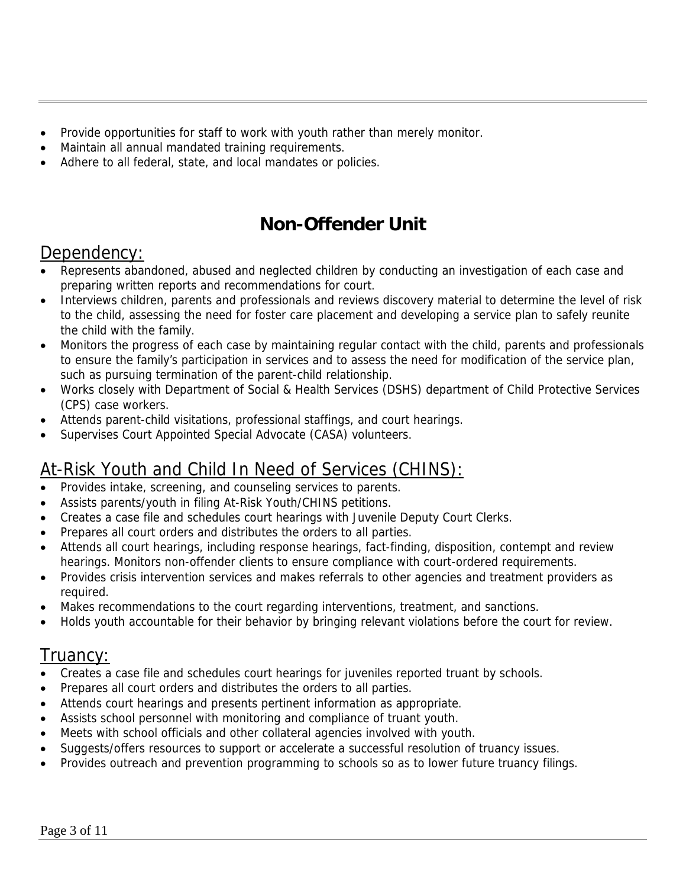- Provide opportunities for staff to work with youth rather than merely monitor.
- Maintain all annual mandated training requirements.
- Adhere to all federal, state, and local mandates or policies.

# Non-Offender Unit

## Dependency:

- Represents abandoned, abused and neglected children by conducting an investigation of each case and preparing written reports and recommendations for court.
- Interviews children, parents and professionals and reviews discovery material to determine the level of risk to the child, assessing the need for foster care placement and developing a service plan to safely reunite the child with the family.
- Monitors the progress of each case by maintaining regular contact with the child, parents and professionals to ensure the family's participation in services and to assess the need for modification of the service plan, such as pursuing termination of the parent-child relationship.
- Works closely with Department of Social & Health Services (DSHS) department of Child Protective Services (CPS) case workers.
- Attends parent-child visitations, professional staffings, and court hearings.
- Supervises Court Appointed Special Advocate (CASA) volunteers.

## At-Risk Youth and Child In Need of Services (CHINS):

- Provides intake, screening, and counseling services to parents.
- Assists parents/youth in filing At-Risk Youth/CHINS petitions.
- Creates a case file and schedules court hearings with Juvenile Deputy Court Clerks.
- Prepares all court orders and distributes the orders to all parties.
- Attends all court hearings, including response hearings, fact-finding, disposition, contempt and review hearings. Monitors non-offender clients to ensure compliance with court-ordered requirements.
- Provides crisis intervention services and makes referrals to other agencies and treatment providers as required.
- Makes recommendations to the court regarding interventions, treatment, and sanctions.
- Holds youth accountable for their behavior by bringing relevant violations before the court for review.

## Truancy:

- Creates a case file and schedules court hearings for juveniles reported truant by schools.
- Prepares all court orders and distributes the orders to all parties.
- Attends court hearings and presents pertinent information as appropriate.
- Assists school personnel with monitoring and compliance of truant youth.
- Meets with school officials and other collateral agencies involved with youth.
- Suggests/offers resources to support or accelerate a successful resolution of truancy issues.
- Provides outreach and prevention programming to schools so as to lower future truancy filings.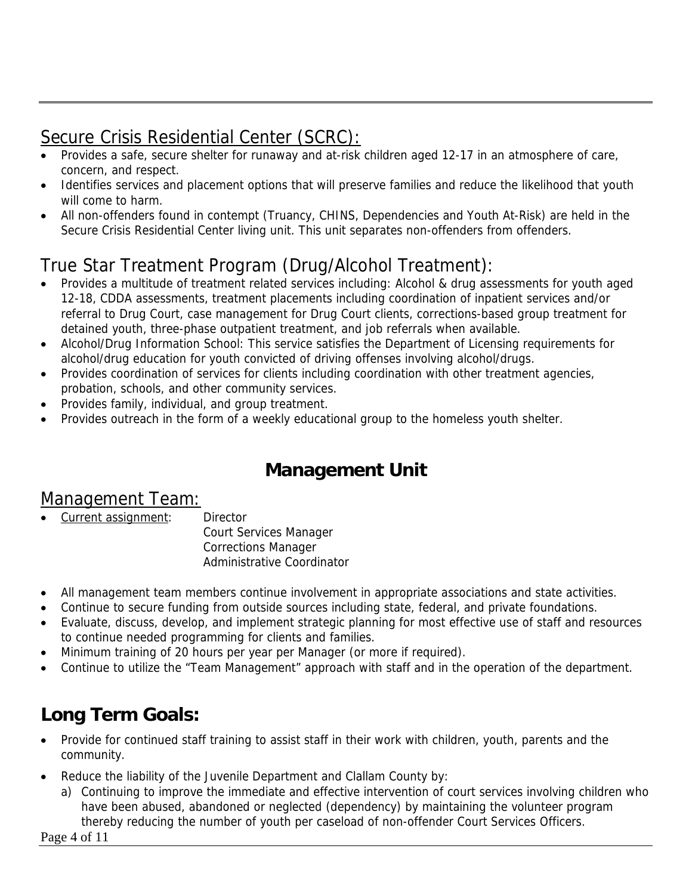## Secure Crisis Residential Center (SCRC):

- Provides a safe, secure shelter for runaway and at-risk children aged 12-17 in an atmosphere of care, concern, and respect.
- Identifies services and placement options that will preserve families and reduce the likelihood that youth will come to harm.
- All non-offenders found in contempt (Truancy, CHINS, Dependencies and Youth At-Risk) are held in the Secure Crisis Residential Center living unit. This unit separates non-offenders from offenders.

## True Star Treatment Program (Drug/Alcohol Treatment):

- Provides a multitude of treatment related services including: Alcohol & drug assessments for youth aged 12-18, CDDA assessments, treatment placements including coordination of inpatient services and/or referral to Drug Court, case management for Drug Court clients, corrections-based group treatment for detained youth, three-phase outpatient treatment, and job referrals when available.
- Alcohol/Drug Information School: This service satisfies the Department of Licensing requirements for alcohol/drug education for youth convicted of driving offenses involving alcohol/drugs.
- Provides coordination of services for clients including coordination with other treatment agencies, probation, schools, and other community services.
- Provides family, individual, and group treatment.
- Provides outreach in the form of a weekly educational group to the homeless youth shelter.

# Management Unit

## Management Team:

- Current assignment: Director
  Court Services Manager
  Corrections Manager
  Administrative Coordinator

- All management team members continue involvement in appropriate associations and state activities.
- Continue to secure funding from outside sources including state, federal, and private foundations.
- Evaluate, discuss, develop, and implement strategic planning for most effective use of staff and resources to continue needed programming for clients and families.
- Minimum training of 20 hours per year per Manager (or more if required).
- Continue to utilize the "Team Management" approach with staff and in the operation of the department.

## Long Term Goals:

- Provide for continued staff training to assist staff in their work with children, youth, parents and the community.
- Reduce the liability of the Juvenile Department and Clallam County by:
  a) Continuing to improve the immediate and effective intervention of court services involving children who have been abused, abandoned or neglected (dependency) by maintaining the volunteer program thereby reducing the number of youth per caseload of non-offender Court Services Officers.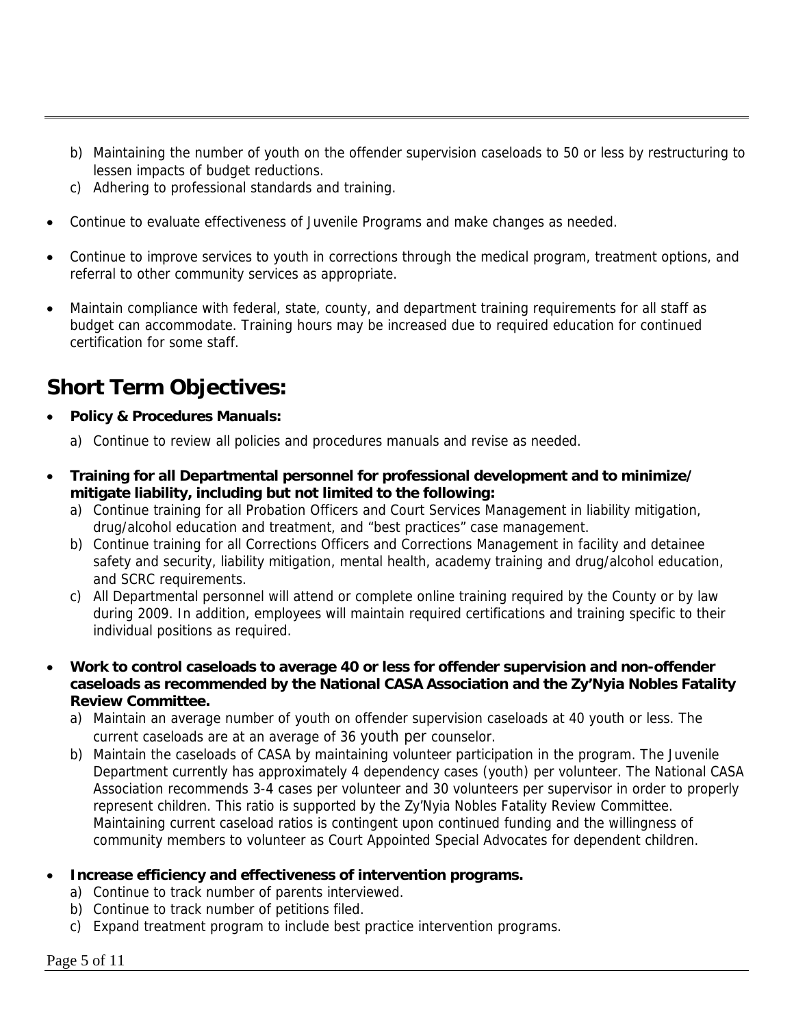b) Maintaining the number of youth on the offender supervision caseloads to 50 or less by restructuring to lessen impacts of budget reductions.
c) Adhering to professional standards and training.

- Continue to evaluate effectiveness of Juvenile Programs and make changes as needed.

- Continue to improve services to youth in corrections through the medical program, treatment options, and referral to other community services as appropriate.

- Maintain compliance with federal, state, county, and department training requirements for all staff as budget can accommodate. Training hours may be increased due to required education for continued certification for some staff.

## Short Term Objectives:

- **Policy & Procedures Manuals:**
  a) Continue to review all policies and procedures manuals and revise as needed.

- **Training for all Departmental personnel for professional development and to minimize/ mitigate liability, including but not limited to the following:**
  a) Continue training for all Probation Officers and Court Services Management in liability mitigation, drug/alcohol education and treatment, and "best practices" case management.
  b) Continue training for all Corrections Officers and Corrections Management in facility and detainee safety and security, liability mitigation, mental health, academy training and drug/alcohol education, and SCRC requirements.
  c) All Departmental personnel will attend or complete online training required by the County or by law during 2009. In addition, employees will maintain required certifications and training specific to their individual positions as required.

- **Work to control caseloads to average 40 or less for offender supervision and non-offender caseloads as recommended by the National CASA Association and the Zy'Nyia Nobles Fatality Review Committee.**
  a) Maintain an average number of youth on offender supervision caseloads at 40 youth or less. The current caseloads are at an average of 36 youth per counselor.
  b) Maintain the caseloads of CASA by maintaining volunteer participation in the program. The Juvenile Department currently has approximately 4 dependency cases (youth) per volunteer. The National CASA Association recommends 3-4 cases per volunteer and 30 volunteers per supervisor in order to properly represent children. This ratio is supported by the Zy'Nyia Nobles Fatality Review Committee. Maintaining current caseload ratios is contingent upon continued funding and the willingness of community members to volunteer as Court Appointed Special Advocates for dependent children.

- **Increase efficiency and effectiveness of intervention programs.**
  a) Continue to track number of parents interviewed.
  b) Continue to track number of petitions filed.
  c) Expand treatment program to include best practice intervention programs.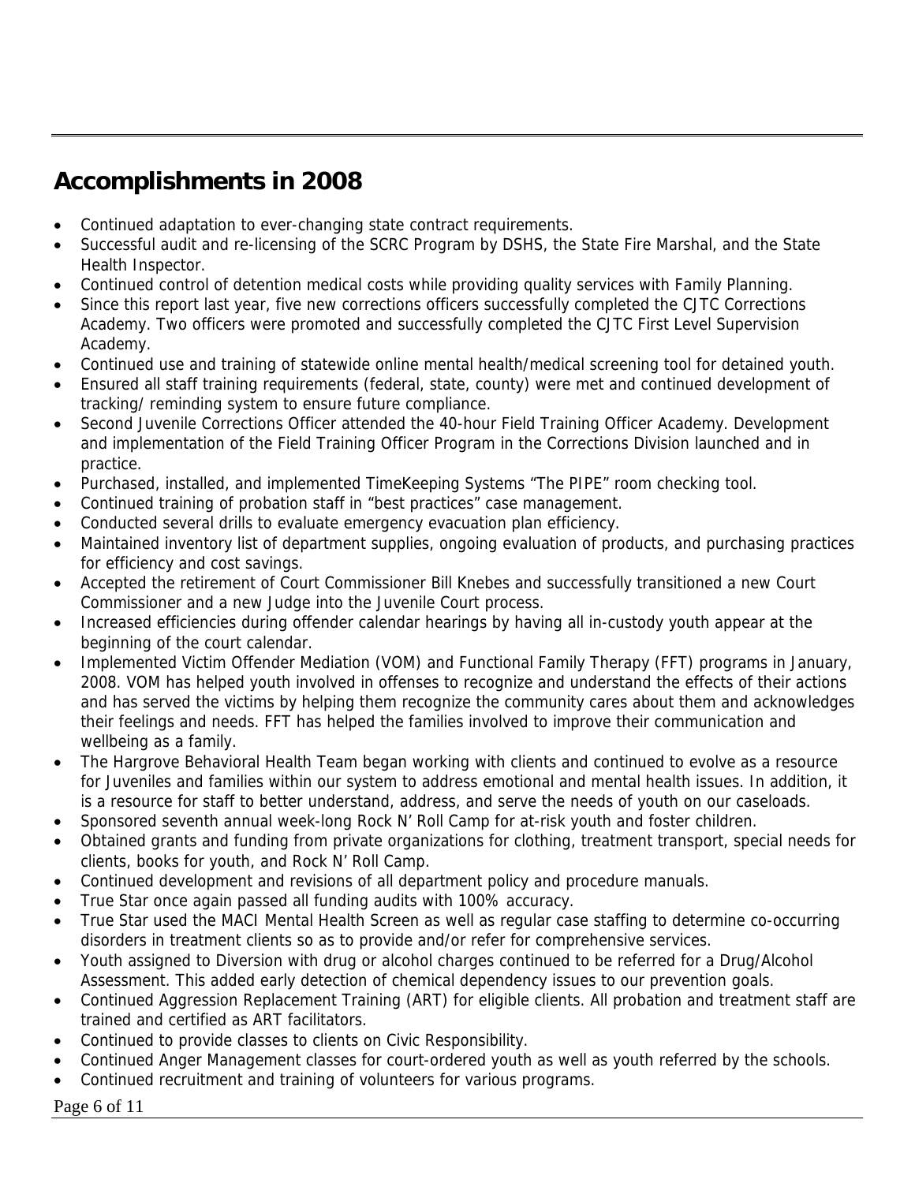## Accomplishments in 2008

- Continued adaptation to ever-changing state contract requirements.
- Successful audit and re-licensing of the SCRC Program by DSHS, the State Fire Marshal, and the State Health Inspector.
- Continued control of detention medical costs while providing quality services with Family Planning.
- Since this report last year, five new corrections officers successfully completed the CJTC Corrections Academy. Two officers were promoted and successfully completed the CJTC First Level Supervision Academy.
- Continued use and training of statewide online mental health/medical screening tool for detained youth.
- Ensured all staff training requirements (federal, state, county) were met and continued development of tracking/ reminding system to ensure future compliance.
- Second Juvenile Corrections Officer attended the 40-hour Field Training Officer Academy. Development and implementation of the Field Training Officer Program in the Corrections Division launched and in practice.
- Purchased, installed, and implemented TimeKeeping Systems "The PIPE" room checking tool.
- Continued training of probation staff in "best practices" case management.
- Conducted several drills to evaluate emergency evacuation plan efficiency.
- Maintained inventory list of department supplies, ongoing evaluation of products, and purchasing practices for efficiency and cost savings.
- Accepted the retirement of Court Commissioner Bill Knebes and successfully transitioned a new Court Commissioner and a new Judge into the Juvenile Court process.
- Increased efficiencies during offender calendar hearings by having all in-custody youth appear at the beginning of the court calendar.
- Implemented Victim Offender Mediation (VOM) and Functional Family Therapy (FFT) programs in January, 2008. VOM has helped youth involved in offenses to recognize and understand the effects of their actions and has served the victims by helping them recognize the community cares about them and acknowledges their feelings and needs. FFT has helped the families involved to improve their communication and wellbeing as a family.
- The Hargrove Behavioral Health Team began working with clients and continued to evolve as a resource for Juveniles and families within our system to address emotional and mental health issues. In addition, it is a resource for staff to better understand, address, and serve the needs of youth on our caseloads.
- Sponsored seventh annual week-long Rock N' Roll Camp for at-risk youth and foster children.
- Obtained grants and funding from private organizations for clothing, treatment transport, special needs for clients, books for youth, and Rock N' Roll Camp.
- Continued development and revisions of all department policy and procedure manuals.
- True Star once again passed all funding audits with 100% accuracy.
- True Star used the MACI Mental Health Screen as well as regular case staffing to determine co-occurring disorders in treatment clients so as to provide and/or refer for comprehensive services.
- Youth assigned to Diversion with drug or alcohol charges continued to be referred for a Drug/Alcohol Assessment. This added early detection of chemical dependency issues to our prevention goals.
- Continued Aggression Replacement Training (ART) for eligible clients. All probation and treatment staff are trained and certified as ART facilitators.
- Continued to provide classes to clients on Civic Responsibility.
- Continued Anger Management classes for court-ordered youth as well as youth referred by the schools.
- Continued recruitment and training of volunteers for various programs.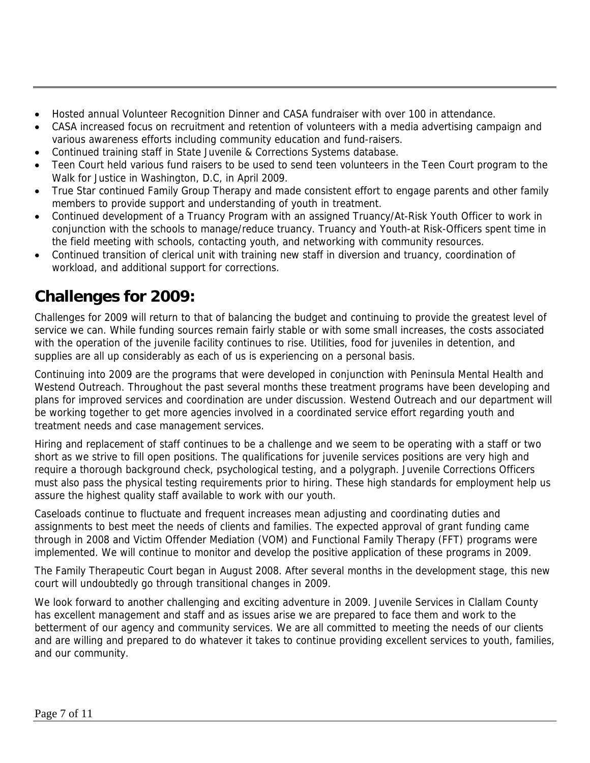- Hosted annual Volunteer Recognition Dinner and CASA fundraiser with over 100 in attendance.
- CASA increased focus on recruitment and retention of volunteers with a media advertising campaign and various awareness efforts including community education and fund-raisers.
- Continued training staff in State Juvenile & Corrections Systems database.
- Teen Court held various fund raisers to be used to send teen volunteers in the Teen Court program to the Walk for Justice in Washington, D.C, in April 2009.
- True Star continued Family Group Therapy and made consistent effort to engage parents and other family members to provide support and understanding of youth in treatment.
- Continued development of a Truancy Program with an assigned Truancy/At-Risk Youth Officer to work in conjunction with the schools to manage/reduce truancy. Truancy and Youth-at Risk-Officers spent time in the field meeting with schools, contacting youth, and networking with community resources.
- Continued transition of clerical unit with training new staff in diversion and truancy, coordination of workload, and additional support for corrections.

## Challenges for 2009:

Challenges for 2009 will return to that of balancing the budget and continuing to provide the greatest level of service we can. While funding sources remain fairly stable or with some small increases, the costs associated with the operation of the juvenile facility continues to rise. Utilities, food for juveniles in detention, and supplies are all up considerably as each of us is experiencing on a personal basis.

Continuing into 2009 are the programs that were developed in conjunction with Peninsula Mental Health and Westend Outreach. Throughout the past several months these treatment programs have been developing and plans for improved services and coordination are under discussion. Westend Outreach and our department will be working together to get more agencies involved in a coordinated service effort regarding youth and treatment needs and case management services.

Hiring and replacement of staff continues to be a challenge and we seem to be operating with a staff or two short as we strive to fill open positions. The qualifications for juvenile services positions are very high and require a thorough background check, psychological testing, and a polygraph. Juvenile Corrections Officers must also pass the physical testing requirements prior to hiring. These high standards for employment help us assure the highest quality staff available to work with our youth.

Caseloads continue to fluctuate and frequent increases mean adjusting and coordinating duties and assignments to best meet the needs of clients and families. The expected approval of grant funding came through in 2008 and Victim Offender Mediation (VOM) and Functional Family Therapy (FFT) programs were implemented. We will continue to monitor and develop the positive application of these programs in 2009.

The Family Therapeutic Court began in August 2008. After several months in the development stage, this new court will undoubtedly go through transitional changes in 2009.

We look forward to another challenging and exciting adventure in 2009. Juvenile Services in Clallam County has excellent management and staff and as issues arise we are prepared to face them and work to the betterment of our agency and community services. We are all committed to meeting the needs of our clients and are willing and prepared to do whatever it takes to continue providing excellent services to youth, families, and our community.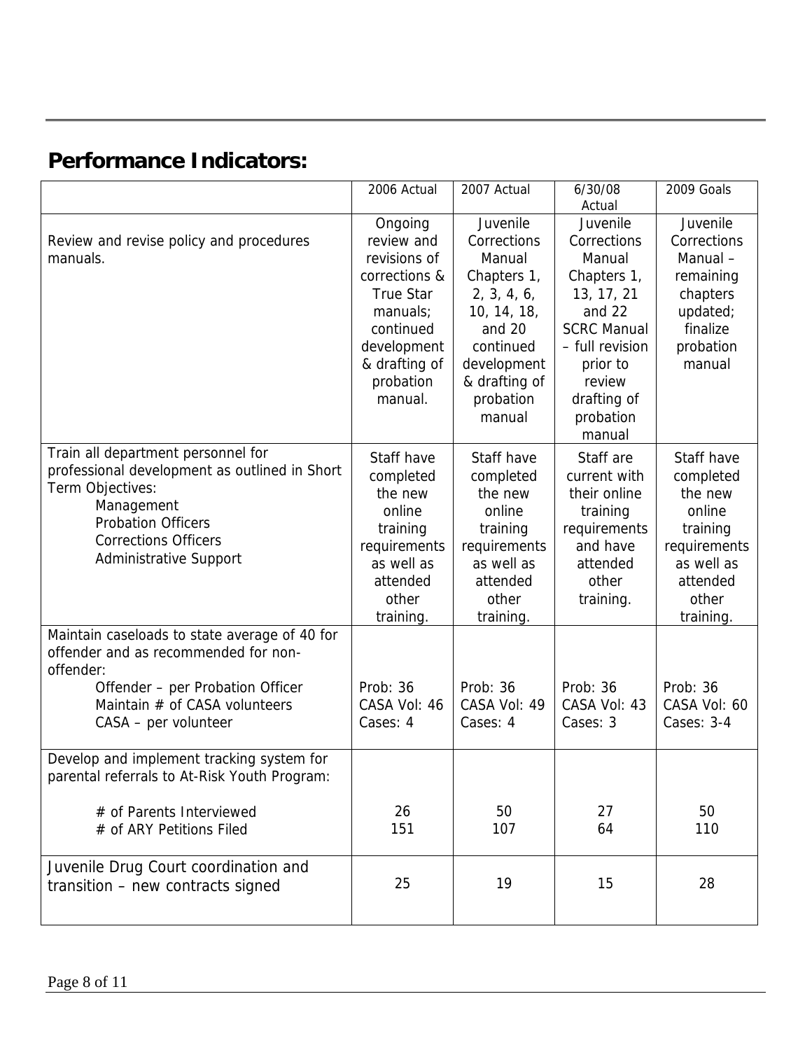## Performance Indicators:

| | 2006 Actual | 2007 Actual | 6/30/08 Actual | 2009 Goals |
|---|---|---|---|---|
| Review and revise policy and procedures manuals. | Ongoing review and revisions of corrections & True Star manuals; continued development & drafting of probation manual. | Juvenile Corrections Manual Chapters 1, 2, 3, 4, 6, 10, 14, 18, and 20 continued development & drafting of probation manual | Juvenile Corrections Manual Chapters 1, 13, 17, 21 and 22 SCRC Manual – full revision prior to review drafting of probation manual | Juvenile Corrections Manual – remaining chapters updated; finalize probation manual |
| Train all department personnel for professional development as outlined in Short Term Objectives: Management, Probation Officers, Corrections Officers, Administrative Support | Staff have completed the new online training requirements as well as attended other training. | Staff have completed the new online training requirements as well as attended other training. | Staff are current with their online training requirements and have attended other training. | Staff have completed the new online training requirements as well as attended other training. |
| Maintain caseloads to state average of 40 for offender and as recommended for non-offender: Offender – per Probation Officer; Maintain # of CASA volunteers; CASA – per volunteer | Prob: 36<br>CASA Vol: 46<br>Cases: 4 | Prob: 36<br>CASA Vol: 49<br>Cases: 4 | Prob: 36<br>CASA Vol: 43<br>Cases: 3 | Prob: 36<br>CASA Vol: 60<br>Cases: 3-4 |
| Develop and implement tracking system for parental referrals to At-Risk Youth Program: | | | | |
| # of Parents Interviewed | 26 | 50 | 27 | 50 |
| # of ARY Petitions Filed | 151 | 107 | 64 | 110 |
| Juvenile Drug Court coordination and transition – new contracts signed | 25 | 19 | 15 | 28 |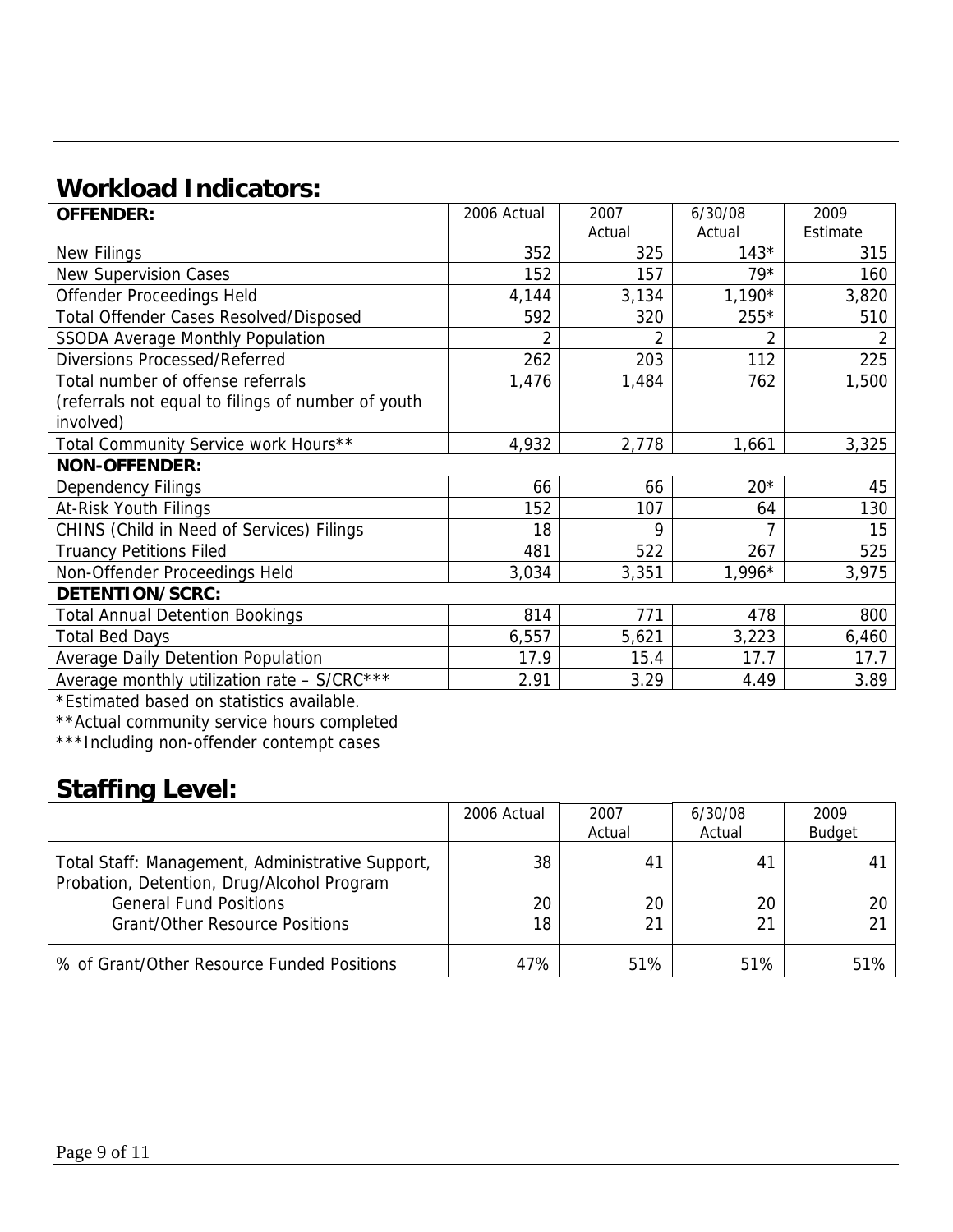## Workload Indicators:

| OFFENDER: | 2006 Actual | 2007 Actual | 6/30/08 Actual | 2009 Estimate |
|---|---|---|---|---|
| New Filings | 352 | 325 | 143* | 315 |
| New Supervision Cases | 152 | 157 | 79* | 160 |
| Offender Proceedings Held | 4,144 | 3,134 | 1,190* | 3,820 |
| Total Offender Cases Resolved/Disposed | 592 | 320 | 255* | 510 |
| SSODA Average Monthly Population | 2 | 2 | 2 | 2 |
| Diversions Processed/Referred | 262 | 203 | 112 | 225 |
| Total number of offense referrals (referrals not equal to filings of number of youth involved) | 1,476 | 1,484 | 762 | 1,500 |
| Total Community Service work Hours** | 4,932 | 2,778 | 1,661 | 3,325 |
| **NON-OFFENDER:** | | | | |
| Dependency Filings | 66 | 66 | 20* | 45 |
| At-Risk Youth Filings | 152 | 107 | 64 | 130 |
| CHINS (Child in Need of Services) Filings | 18 | 9 | 7 | 15 |
| Truancy Petitions Filed | 481 | 522 | 267 | 525 |
| Non-Offender Proceedings Held | 3,034 | 3,351 | 1,996* | 3,975 |
| **DETENTION/SCRC:** | | | | |
| Total Annual Detention Bookings | 814 | 771 | 478 | 800 |
| Total Bed Days | 6,557 | 5,621 | 3,223 | 6,460 |
| Average Daily Detention Population | 17.9 | 15.4 | 17.7 | 17.7 |
| Average monthly utilization rate – S/CRC*** | 2.91 | 3.29 | 4.49 | 3.89 |

*Estimated based on statistics available.

**Actual community service hours completed

***Including non-offender contempt cases

## Staffing Level:

| | 2006 Actual | 2007 Actual | 6/30/08 Actual | 2009 Budget |
|---|---|---|---|---|
| Total Staff: Management, Administrative Support, Probation, Detention, Drug/Alcohol Program | 38 | 41 | 41 | 41 |
| General Fund Positions | 20 | 20 | 20 | 20 |
| Grant/Other Resource Positions | 18 | 21 | 21 | 21 |
| % of Grant/Other Resource Funded Positions | 47% | 51% | 51% | 51% |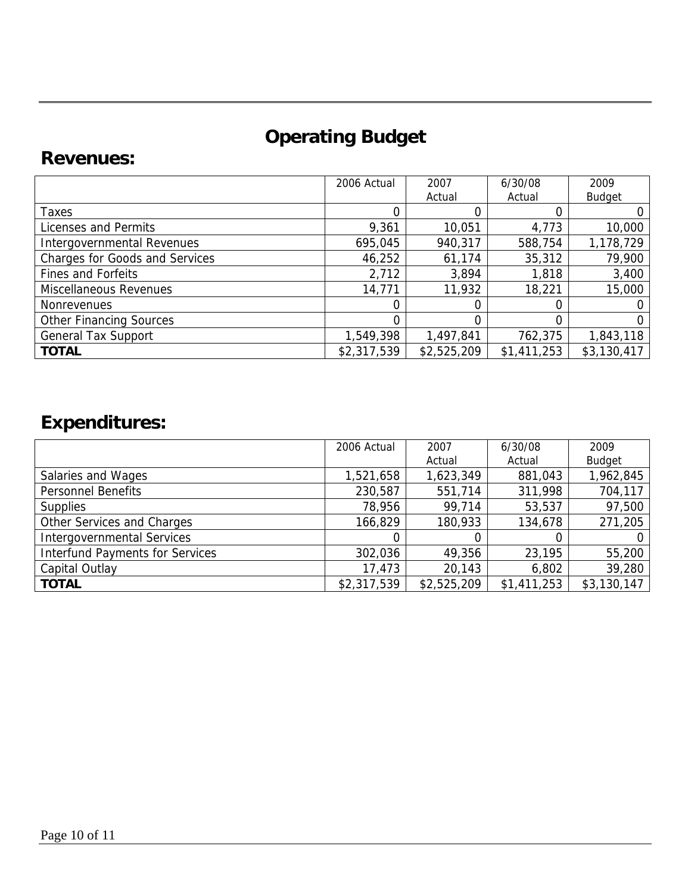# Operating Budget

## Revenues:

| | 2006 Actual | 2007 Actual | 6/30/08 Actual | 2009 Budget |
|---|---|---|---|---|
| Taxes | 0 | 0 | 0 | 0 |
| Licenses and Permits | 9,361 | 10,051 | 4,773 | 10,000 |
| Intergovernmental Revenues | 695,045 | 940,317 | 588,754 | 1,178,729 |
| Charges for Goods and Services | 46,252 | 61,174 | 35,312 | 79,900 |
| Fines and Forfeits | 2,712 | 3,894 | 1,818 | 3,400 |
| Miscellaneous Revenues | 14,771 | 11,932 | 18,221 | 15,000 |
| Nonrevenues | 0 | 0 | 0 | 0 |
| Other Financing Sources | 0 | 0 | 0 | 0 |
| General Tax Support | 1,549,398 | 1,497,841 | 762,375 | 1,843,118 |
| **TOTAL** | $2,317,539 | $2,525,209 | $1,411,253 | $3,130,417 |

## Expenditures:

| | 2006 Actual | 2007 Actual | 6/30/08 Actual | 2009 Budget |
|---|---|---|---|---|
| Salaries and Wages | 1,521,658 | 1,623,349 | 881,043 | 1,962,845 |
| Personnel Benefits | 230,587 | 551,714 | 311,998 | 704,117 |
| Supplies | 78,956 | 99,714 | 53,537 | 97,500 |
| Other Services and Charges | 166,829 | 180,933 | 134,678 | 271,205 |
| Intergovernmental Services | 0 | 0 | 0 | 0 |
| Interfund Payments for Services | 302,036 | 49,356 | 23,195 | 55,200 |
| Capital Outlay | 17,473 | 20,143 | 6,802 | 39,280 |
| **TOTAL** | $2,317,539 | $2,525,209 | $1,411,253 | $3,130,147 |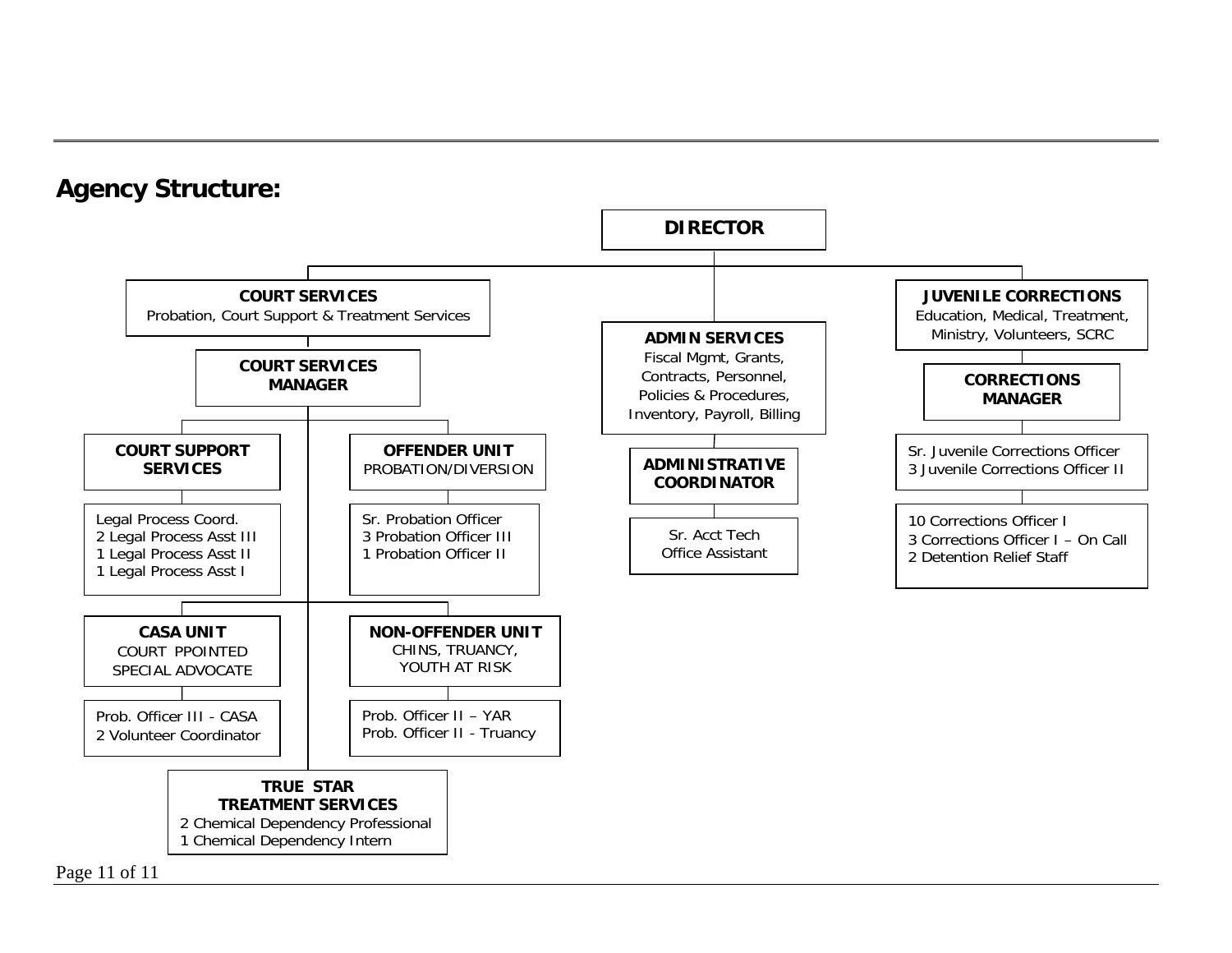## Agency Structure:

**DIRECTOR**

**COURT SERVICES**
Probation, Court Support & Treatment Services

**COURT SERVICES MANAGER**

**COURT SUPPORT SERVICES**

Legal Process Coord.
2 Legal Process Asst III
1 Legal Process Asst II
1 Legal Process Asst I

**OFFENDER UNIT**
PROBATION/DIVERSION

Sr. Probation Officer
3 Probation Officer III
1 Probation Officer II

**CASA UNIT**
COURT PPOINTED SPECIAL ADVOCATE

Prob. Officer III - CASA
2 Volunteer Coordinator

**NON-OFFENDER UNIT**
CHINS, TRUANCY, YOUTH AT RISK

Prob. Officer II – YAR
Prob. Officer II - Truancy

**TRUE STAR TREATMENT SERVICES**
2 Chemical Dependency Professional
1 Chemical Dependency Intern

**ADMIN SERVICES**
Fiscal Mgmt, Grants, Contracts, Personnel, Policies & Procedures, Inventory, Payroll, Billing

**ADMINISTRATIVE COORDINATOR**

Sr. Acct Tech
Office Assistant

**JUVENILE CORRECTIONS**
Education, Medical, Treatment, Ministry, Volunteers, SCRC

**CORRECTIONS MANAGER**

Sr. Juvenile Corrections Officer
3 Juvenile Corrections Officer II

10 Corrections Officer I
3 Corrections Officer I – On Call
2 Detention Relief Staff